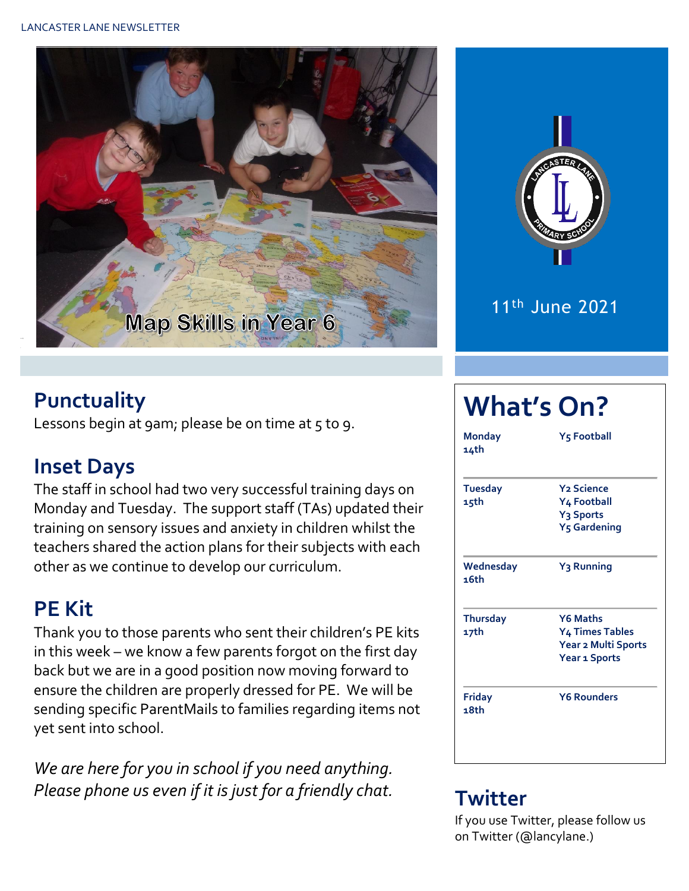LANCASTER LANE NEWSLETTER

Map Skills in Year 6

11th June 2021

## Punctuality

Lessons begin at 9am; please be on time at 5 to 9.

## Inset Days

The staff in school had two very successful training days on Monday and Tuesday. The support staff (TAs) updated their training on sensory issues and anxiety in children whilst the teachers shared the action plans for their subjects with each other as we continue to develop our curriculum.

## PE Kit

Thank you to those parents who sent their children's PE kits in this week – we know a few parents forgot on the first day back but we are in a good position now moving forward to ensure the children are properly dressed for PE. We will be sending specific ParentMails to families regarding items not yet sent into school.

*We are here for you in school if you need anything. Please phone us even if it is just for a friendly chat.*

## What's On?

| Day | Activities |
| --- | --- |
| **Monday 14th** | **Y5 Football** |
| **Tuesday 15th** | **Y2 Science**<br>**Y4 Football**<br>**Y3 Sports**<br>**Y5 Gardening** |
| **Wednesday 16th** | **Y3 Running** |
| **Thursday 17th** | **Y6 Maths**<br>**Y4 Times Tables**<br>**Year 2 Multi Sports**<br>**Year 1 Sports** |
| **Friday 18th** | **Y6 Rounders** |

## Twitter

If you use Twitter, please follow us on Twitter (@lancylane.)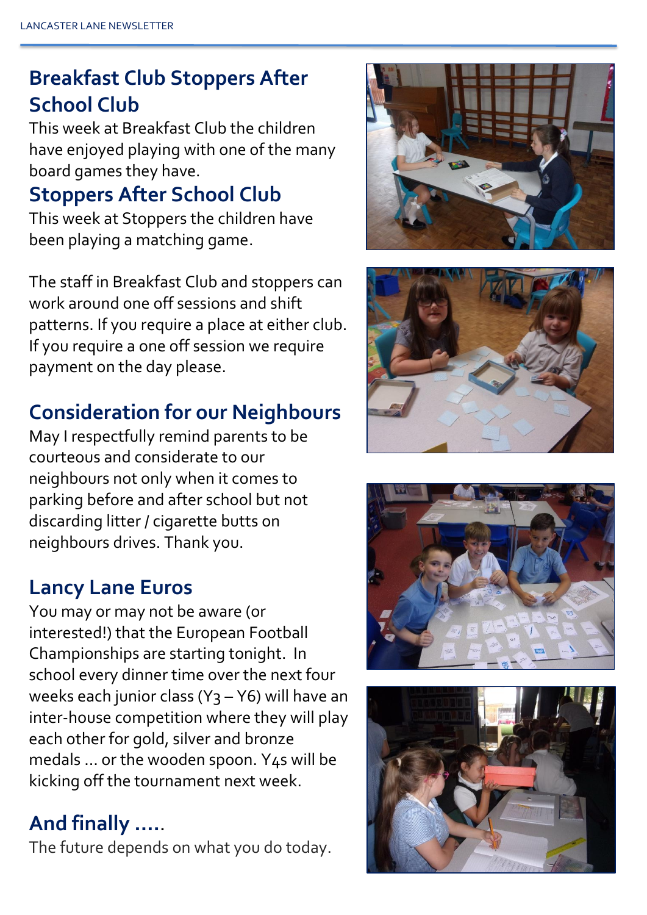## Breakfast Club Stoppers After School Club

This week at Breakfast Club the children have enjoyed playing with one of the many board games they have.

## Stoppers After School Club

This week at Stoppers the children have been playing a matching game.

The staff in Breakfast Club and stoppers can work around one off sessions and shift patterns. If you require a place at either club. If you require a one off session we require payment on the day please.

## Consideration for our Neighbours

May I respectfully remind parents to be courteous and considerate to our neighbours not only when it comes to parking before and after school but not discarding litter / cigarette butts on neighbours drives. Thank you.

## Lancy Lane Euros

You may or may not be aware (or interested!) that the European Football Championships are starting tonight. In school every dinner time over the next four weeks each junior class (Y3 – Y6) will have an inter-house competition where they will play each other for gold, silver and bronze medals … or the wooden spoon. Y4s will be kicking off the tournament next week.

## And finally …..

The future depends on what you do today.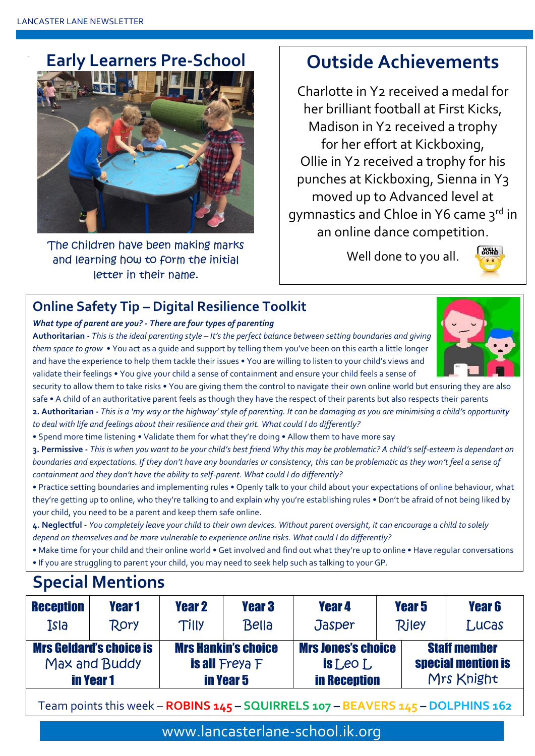## Early Learners Pre-School

The children have been making marks and learning how to form the initial letter in their name.

## Outside Achievements

Charlotte in Y2 received a medal for her brilliant football at First Kicks, Madison in Y2 received a trophy for her effort at Kickboxing, Ollie in Y2 received a trophy for his punches at Kickboxing, Sienna in Y3 moved up to Advanced level at gymnastics and Chloe in Y6 came 3rd in an online dance competition.

Well done to you all.

## Online Safety Tip – Digital Resilience Toolkit

***What type of parent are you? - There are four types of parenting***

**Authoritarian -** *This is the ideal parenting style – It's the perfect balance between setting boundaries and giving them space to grow* • You act as a guide and support by telling them you've been on this earth a little longer and have the experience to help them tackle their issues • You are willing to listen to your child's views and validate their feelings • You give your child a sense of containment and ensure your child feels a sense of security to allow them to take risks • You are giving them the control to navigate their own online world but ensuring they are also safe • A child of an authoritative parent feels as though they have the respect of their parents but also respects their parents

2. **Authoritarian -** *This is a 'my way or the highway' style of parenting. It can be damaging as you are minimising a child's opportunity to deal with life and feelings about their resilience and their grit. What could I do differently?*

• Spend more time listening • Validate them for what they're doing • Allow them to have more say

3. **Permissive -** *This is when you want to be your child's best friend Why this may be problematic? A child's self-esteem is dependant on boundaries and expectations. If they don't have any boundaries or consistency, this can be problematic as they won't feel a sense of containment and they don't have the ability to self-parent. What could I do differently?*

• Practice setting boundaries and implementing rules • Openly talk to your child about your expectations of online behaviour, what they're getting up to online, who they're talking to and explain why you're establishing rules • Don't be afraid of not being liked by your child, you need to be a parent and keep them safe online.

4. **Neglectful -** *You completely leave your child to their own devices. Without parent oversight, it can encourage a child to solely depend on themselves and be more vulnerable to experience online risks. What could I do differently?*

• Make time for your child and their online world • Get involved and find out what they're up to online • Have regular conversations • If you are struggling to parent your child, you may need to seek help such as talking to your GP.

## Special Mentions

| Reception | Year 1 | Year 2 | Year 3 | Year 4 | Year 5 | Year 6 |
|---|---|---|---|---|---|---|
| Isla | Rory | Tilly | Bella | Jasper | Riley | Lucas |

| | | | |
|---|---|---|---|
| **Mrs Geldard's choice is** Max and Buddy **in Year 1** | **Mrs Hankin's choice is all** Freya F **in Year 5** | **Mrs Jones's choice is** Leo L **in Reception** | **Staff member special mention is** Mrs Knight |

Team points this week – **ROBINS 145** – **SQUIRRELS 107** – **BEAVERS 145** – **DOLPHINS 162**

www.lancasterlane-school.ik.org